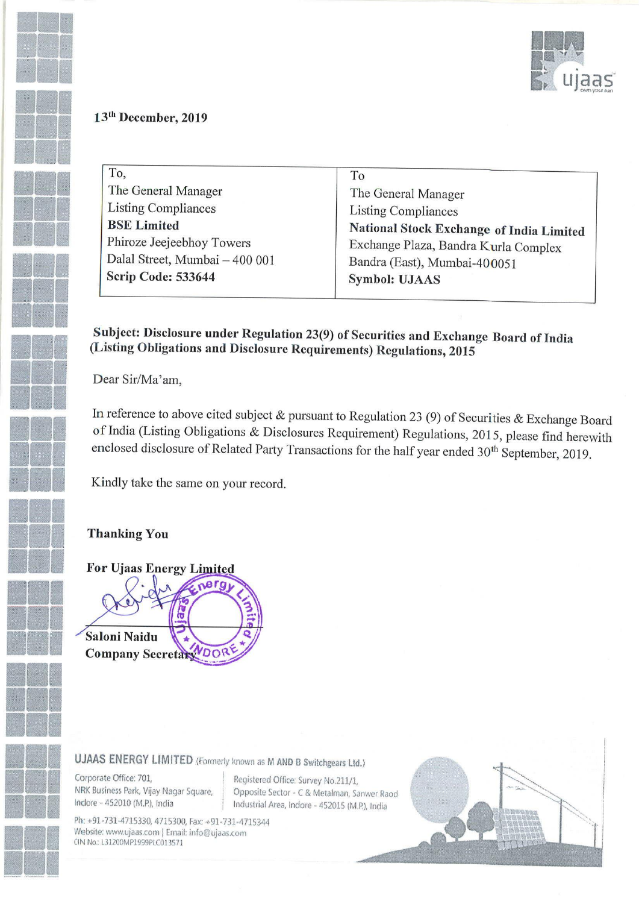13th December, 2019

| | |
|---|---|
| To,<br>The General Manager<br>Listing Compliances<br>**BSE Limited**<br>Phiroze Jeejeebhoy Towers<br>Dalal Street, Mumbai – 400 001<br>**Scrip Code: 533644** | To<br>The General Manager<br>Listing Compliances<br>**National Stock Exchange of India Limited**<br>Exchange Plaza, Bandra Kurla Complex<br>Bandra (East), Mumbai-400051<br>**Symbol: UJAAS** |

**Subject: Disclosure under Regulation 23(9) of Securities and Exchange Board of India (Listing Obligations and Disclosure Requirements) Regulations, 2015**

Dear Sir/Ma'am,

In reference to above cited subject & pursuant to Regulation 23 (9) of Securities & Exchange Board of India (Listing Obligations & Disclosures Requirement) Regulations, 2015, please find herewith enclosed disclosure of Related Party Transactions for the half year ended 30th September, 2019.

Kindly take the same on your record.

**Thanking You**

**For Ujaas Energy Limited**

**Saloni Naidu**
**Company Secretary**

UJAAS ENERGY LIMITED (Formerly known as M AND B Switchgears Ltd.)

Corporate Office: 701, NRK Business Park, Vijay Nagar Square, Indore - 452010 (M.P.), India

Registered Office: Survey No.211/1, Opposite Sector - C & Metalman, Sanwer Raod Industrial Area, Indore - 452015 (M.P.), India

Ph: +91-731-4715330, 4715300, Fax: +91-731-4715344
Website: www.ujaas.com | Email: info@ujaas.com
CIN No.: L31200MP1999PLC013571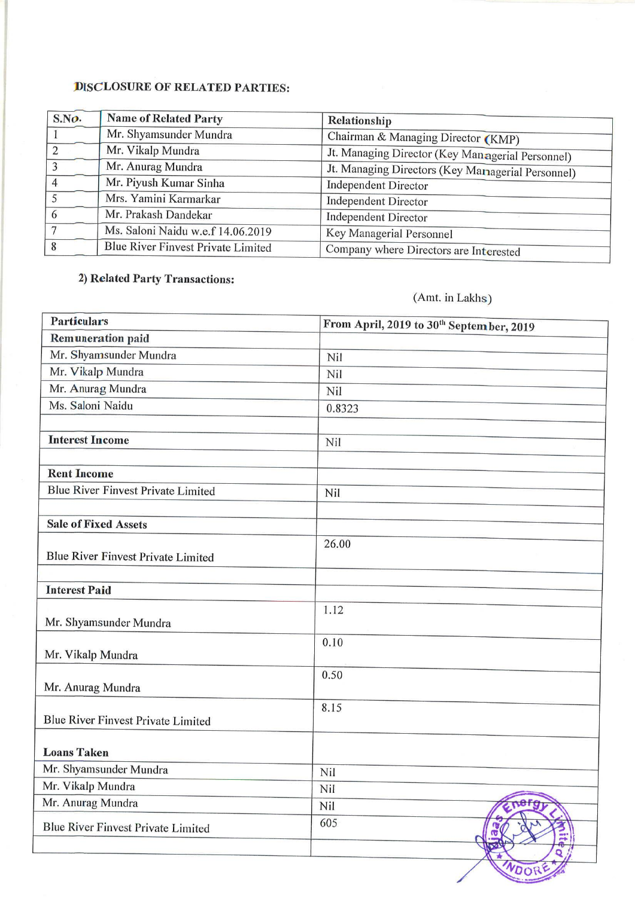## DISCLOSURE OF RELATED PARTIES:

| S.No. | Name of Related Party | Relationship |
|---|---|---|
| 1 | Mr. Shyamsunder Mundra | Chairman & Managing Director (KMP) |
| 2 | Mr. Vikalp Mundra | Jt. Managing Director (Key Managerial Personnel) |
| 3 | Mr. Anurag Mundra | Jt. Managing Directors (Key Managerial Personnel) |
| 4 | Mr. Piyush Kumar Sinha | Independent Director |
| 5 | Mrs. Yamini Karmarkar | Independent Director |
| 6 | Mr. Prakash Dandekar | Independent Director |
| 7 | Ms. Saloni Naidu w.e.f 14.06.2019 | Key Managerial Personnel |
| 8 | Blue River Finvest Private Limited | Company where Directors are Interested |

### 2) Related Party Transactions:

(Amt. in Lakhs)

| Particulars | From April, 2019 to 30th September, 2019 |
|---|---|
| **Remuneration paid** | |
| Mr. Shyamsunder Mundra | Nil |
| Mr. Vikalp Mundra | Nil |
| Mr. Anurag Mundra | Nil |
| Ms. Saloni Naidu | 0.8323 |
| | |
| **Interest Income** | Nil |
| | |
| **Rent Income** | |
| Blue River Finvest Private Limited | Nil |
| | |
| **Sale of Fixed Assets** | |
| Blue River Finvest Private Limited | 26.00 |
| | |
| **Interest Paid** | |
| Mr. Shyamsunder Mundra | 1.12 |
| Mr. Vikalp Mundra | 0.10 |
| Mr. Anurag Mundra | 0.50 |
| Blue River Finvest Private Limited | 8.15 |
| | |
| **Loans Taken** | |
| Mr. Shyamsunder Mundra | Nil |
| Mr. Vikalp Mundra | Nil |
| Mr. Anurag Mundra | Nil |
| Blue River Finvest Private Limited | 605 |
| | |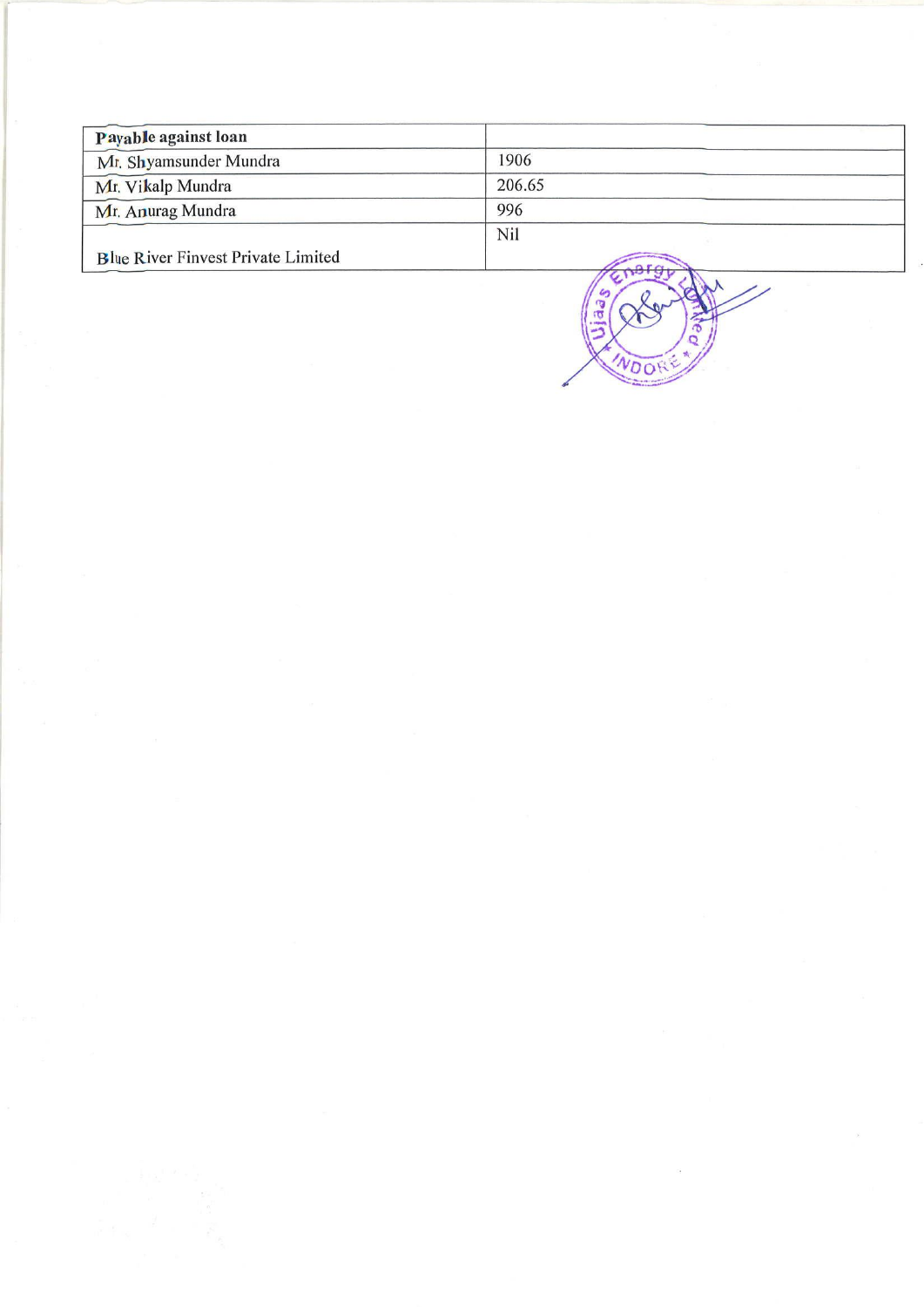| | |
|---|---|
| **Payable against loan** | |
| Mr. Shyamsunder Mundra | 1906 |
| Mr. Vikalp Mundra | 206.65 |
| Mr. Anurag Mundra | 996 |
| Blue River Finvest Private Limited | Nil |